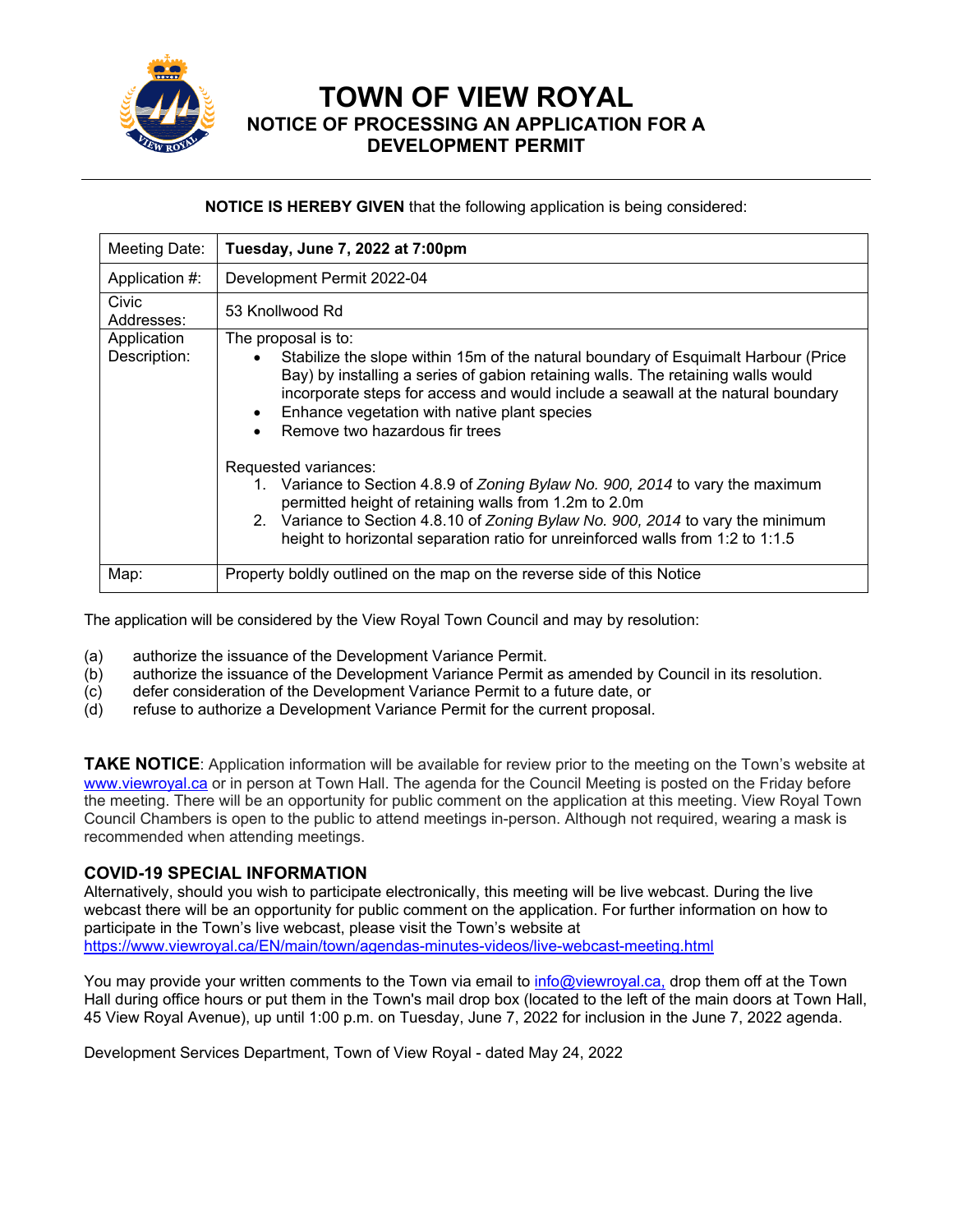# TOWN OF VIEW ROYAL

## NOTICE OF PROCESSING AN APPLICATION FOR A DEVELOPMENT PERMIT

**NOTICE IS HEREBY GIVEN** that the following application is being considered:

| Meeting Date: | **Tuesday, June 7, 2022 at 7:00pm** |
|---|---|
| Application #: | Development Permit 2022-04 |
| Civic Addresses: | 53 Knollwood Rd |
| Application Description: | The proposal is to:<br>• Stabilize the slope within 15m of the natural boundary of Esquimalt Harbour (Price Bay) by installing a series of gabion retaining walls. The retaining walls would incorporate steps for access and would include a seawall at the natural boundary<br>• Enhance vegetation with native plant species<br>• Remove two hazardous fir trees<br><br>Requested variances:<br>1. Variance to Section 4.8.9 of *Zoning Bylaw No. 900, 2014* to vary the maximum permitted height of retaining walls from 1.2m to 2.0m<br>2. Variance to Section 4.8.10 of *Zoning Bylaw No. 900, 2014* to vary the minimum height to horizontal separation ratio for unreinforced walls from 1:2 to 1:1.5 |
| Map: | Property boldly outlined on the map on the reverse side of this Notice |

The application will be considered by the View Royal Town Council and may by resolution:

(a) authorize the issuance of the Development Variance Permit.
(b) authorize the issuance of the Development Variance Permit as amended by Council in its resolution.
(c) defer consideration of the Development Variance Permit to a future date, or
(d) refuse to authorize a Development Variance Permit for the current proposal.

**TAKE NOTICE**: Application information will be available for review prior to the meeting on the Town's website at www.viewroyal.ca or in person at Town Hall. The agenda for the Council Meeting is posted on the Friday before the meeting. There will be an opportunity for public comment on the application at this meeting. View Royal Town Council Chambers is open to the public to attend meetings in-person. Although not required, wearing a mask is recommended when attending meetings.

### COVID-19 SPECIAL INFORMATION

Alternatively, should you wish to participate electronically, this meeting will be live webcast. During the live webcast there will be an opportunity for public comment on the application. For further information on how to participate in the Town's live webcast, please visit the Town's website at https://www.viewroyal.ca/EN/main/town/agendas-minutes-videos/live-webcast-meeting.html

You may provide your written comments to the Town via email to info@viewroyal.ca, drop them off at the Town Hall during office hours or put them in the Town's mail drop box (located to the left of the main doors at Town Hall, 45 View Royal Avenue), up until 1:00 p.m. on Tuesday, June 7, 2022 for inclusion in the June 7, 2022 agenda.

Development Services Department, Town of View Royal - dated May 24, 2022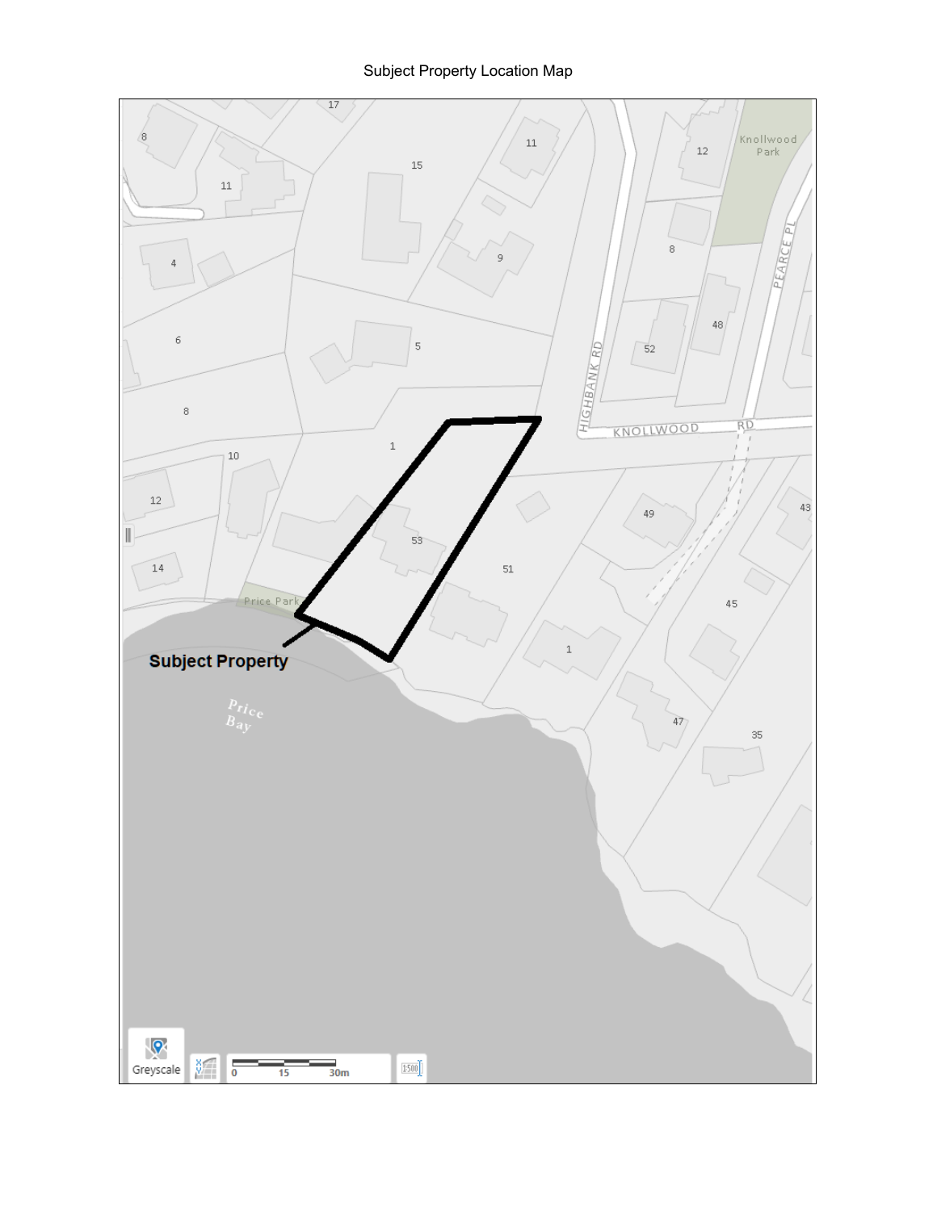Subject Property Location Map

Subject Property

Price Bay

Price Park

Knollwood Park

HIGHBANK RD

KNOLLWOOD RD

PEARCE PL

17

8

11

15

11

12

4

9

8

6

5

48

52

8

1

10

12

53

49

43

51

14

45

1

47

35

Greyscale

0 15 30m

1:500